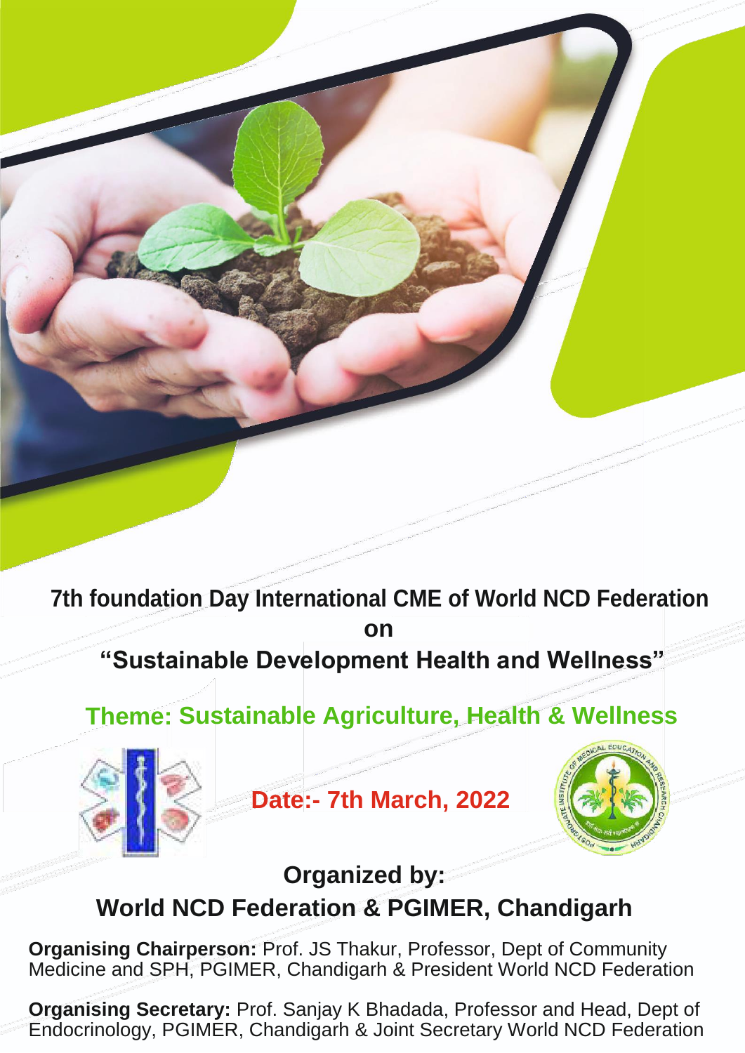# 7th foundation Day International CME of World NCD Federation

**on**

## "Sustainable Development Health and Wellness"

## Theme: Sustainable Agriculture, Health & Wellness

**Date:- 7th March, 2022**

## Organized by:

## World NCD Federation & PGIMER, Chandigarh

**Organising Chairperson:** Prof. JS Thakur, Professor, Dept of Community Medicine and SPH, PGIMER, Chandigarh & President World NCD Federation

**Organising Secretary:** Prof. Sanjay K Bhadada, Professor and Head, Dept of Endocrinology, PGIMER, Chandigarh & Joint Secretary World NCD Federation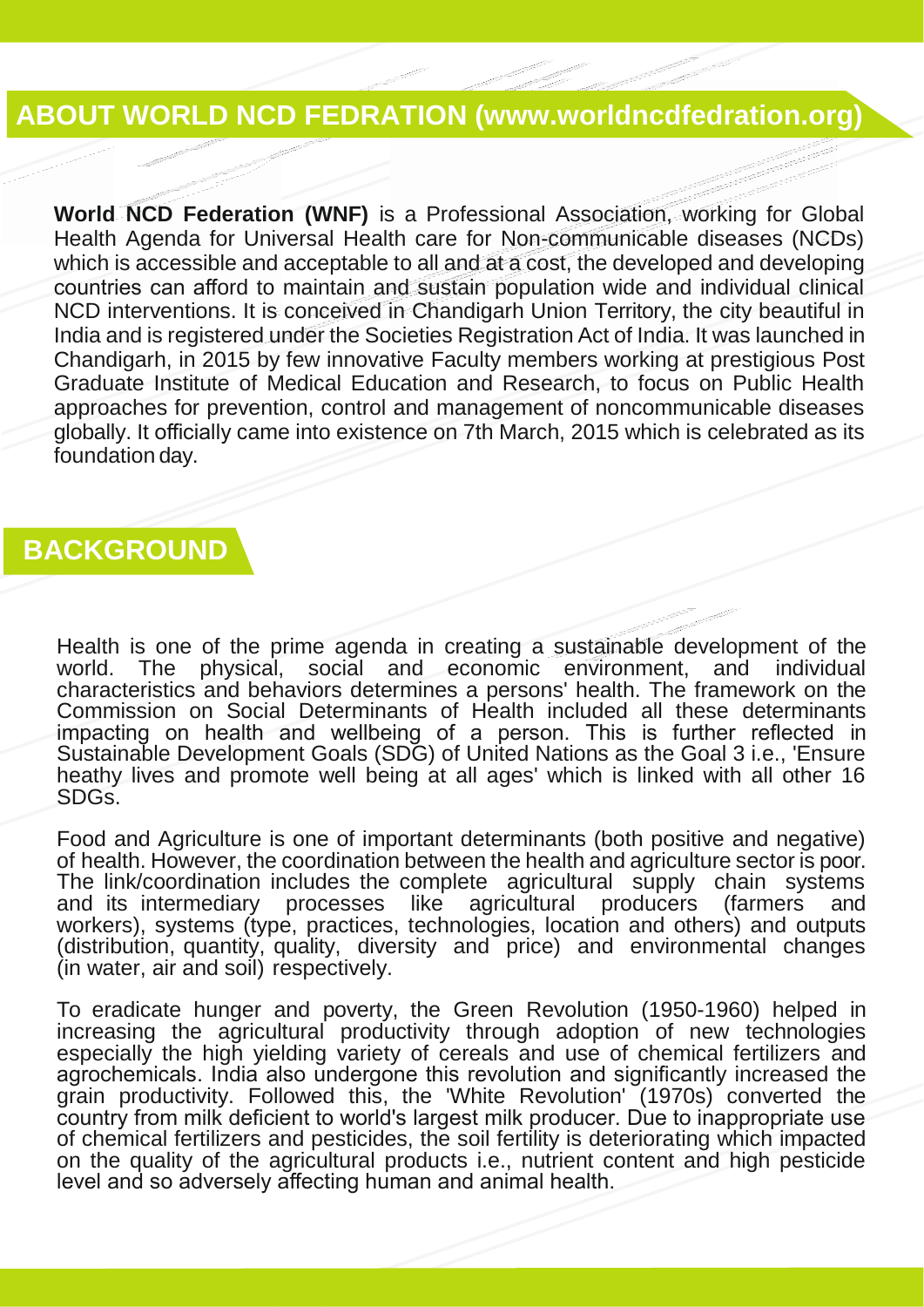## ABOUT WORLD NCD FEDRATION (www.worldncdfedration.org)

**World NCD Federation (WNF)** is a Professional Association, working for Global Health Agenda for Universal Health care for Non-communicable diseases (NCDs) which is accessible and acceptable to all and at a cost, the developed and developing countries can afford to maintain and sustain population wide and individual clinical NCD interventions. It is conceived in Chandigarh Union Territory, the city beautiful in India and is registered under the Societies Registration Act of India. It was launched in Chandigarh, in 2015 by few innovative Faculty members working at prestigious Post Graduate Institute of Medical Education and Research, to focus on Public Health approaches for prevention, control and management of noncommunicable diseases globally. It officially came into existence on 7th March, 2015 which is celebrated as its foundation day.

## BACKGROUND

Health is one of the prime agenda in creating a sustainable development of the world. The physical, social and economic environment, and individual characteristics and behaviors determines a persons' health. The framework on the Commission on Social Determinants of Health included all these determinants impacting on health and wellbeing of a person. This is further reflected in Sustainable Development Goals (SDG) of United Nations as the Goal 3 i.e., 'Ensure heathy lives and promote well being at all ages' which is linked with all other 16 SDGs.

Food and Agriculture is one of important determinants (both positive and negative) of health. However, the coordination between the health and agriculture sector is poor. The link/coordination includes the complete agricultural supply chain systems and its intermediary processes like agricultural producers (farmers and workers), systems (type, practices, technologies, location and others) and outputs (distribution, quantity, quality, diversity and price) and environmental changes (in water, air and soil) respectively.

To eradicate hunger and poverty, the Green Revolution (1950-1960) helped in increasing the agricultural productivity through adoption of new technologies especially the high yielding variety of cereals and use of chemical fertilizers and agrochemicals. India also undergone this revolution and significantly increased the grain productivity. Followed this, the 'White Revolution' (1970s) converted the country from milk deficient to world's largest milk producer. Due to inappropriate use of chemical fertilizers and pesticides, the soil fertility is deteriorating which impacted on the quality of the agricultural products i.e., nutrient content and high pesticide level and so adversely affecting human and animal health.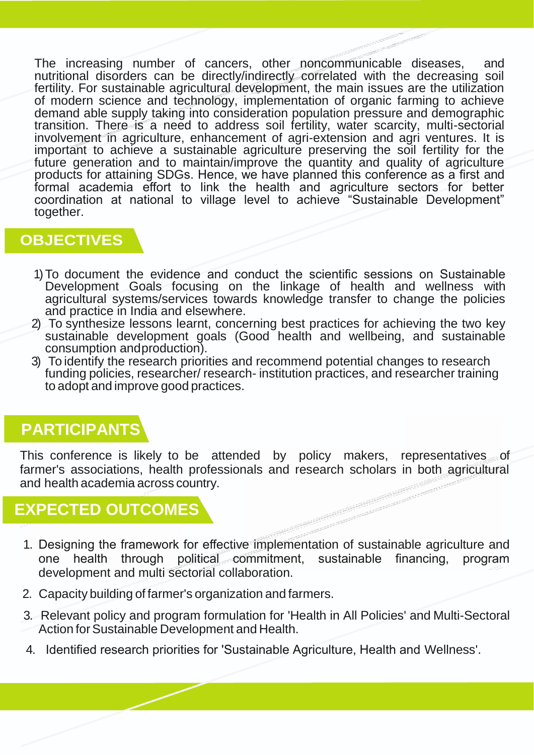The increasing number of cancers, other noncommunicable diseases, and nutritional disorders can be directly/indirectly correlated with the decreasing soil fertility. For sustainable agricultural development, the main issues are the utilization of modern science and technology, implementation of organic farming to achieve demand able supply taking into consideration population pressure and demographic transition. There is a need to address soil fertility, water scarcity, multi-sectorial involvement in agriculture, enhancement of agri-extension and agri ventures. It is important to achieve a sustainable agriculture preserving the soil fertility for the future generation and to maintain/improve the quantity and quality of agriculture products for attaining SDGs. Hence, we have planned this conference as a first and formal academia effort to link the health and agriculture sectors for better coordination at national to village level to achieve “Sustainable Development” together.

## OBJECTIVES

1) To document the evidence and conduct the scientific sessions on Sustainable Development Goals focusing on the linkage of health and wellness with agricultural systems/services towards knowledge transfer to change the policies and practice in India and elsewhere.
2) To synthesize lessons learnt, concerning best practices for achieving the two key sustainable development goals (Good health and wellbeing, and sustainable consumption andproduction).
3) To identify the research priorities and recommend potential changes to research funding policies, researcher/ research- institution practices, and researcher training to adopt and improve good practices.

## PARTICIPANTS

This conference is likely to be attended by policy makers, representatives of farmer's associations, health professionals and research scholars in both agricultural and health academia across country.

## EXPECTED OUTCOMES

1. Designing the framework for effective implementation of sustainable agriculture and one health through political commitment, sustainable financing, program development and multi sectorial collaboration.
2. Capacity building of farmer's organization and farmers.
3. Relevant policy and program formulation for 'Health in All Policies' and Multi-Sectoral Action for Sustainable Development and Health.
4. Identified research priorities for 'Sustainable Agriculture, Health and Wellness'.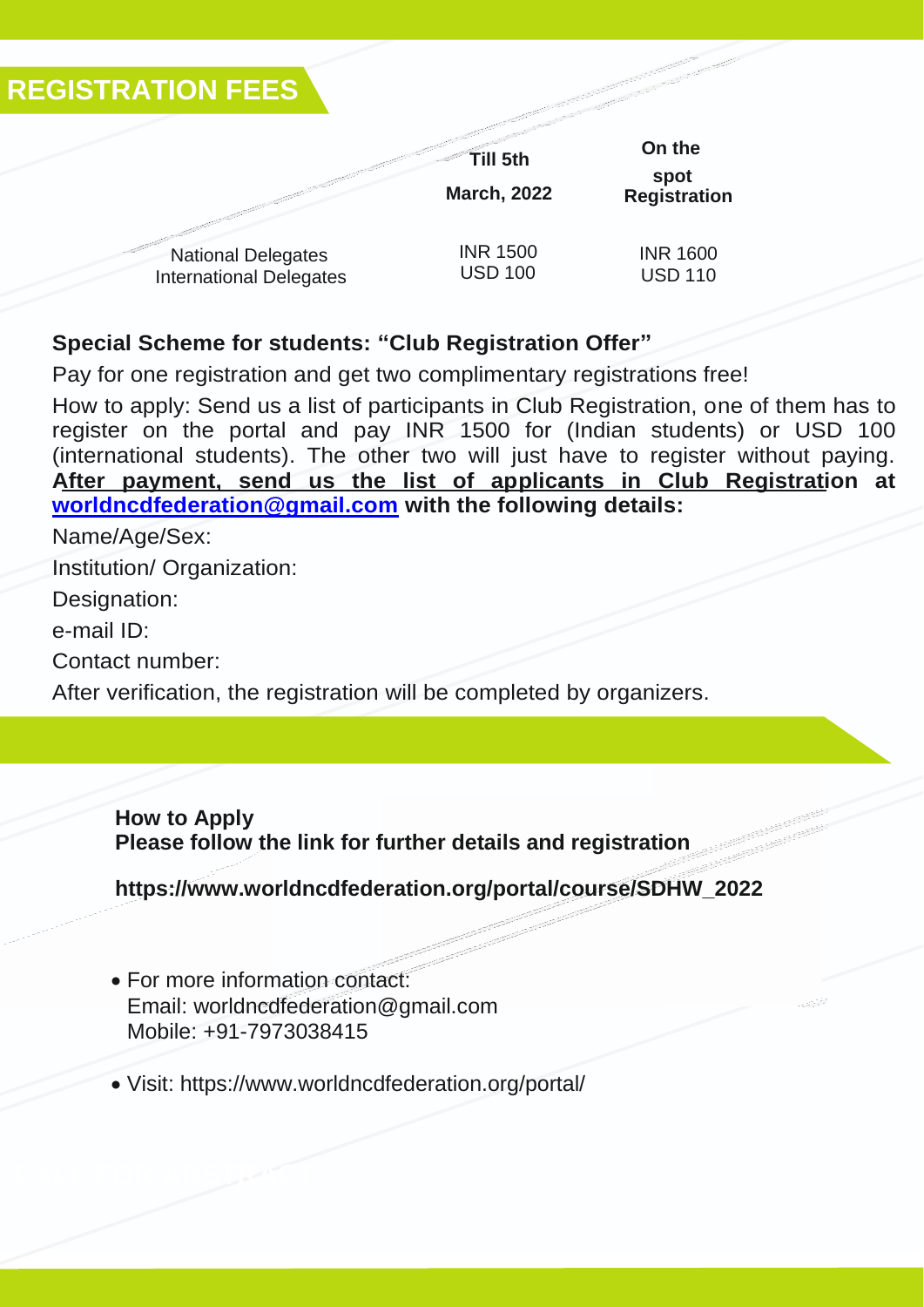## REGISTRATION FEES

| | Till 5th March, 2022 | On the spot Registration |
|---|---|---|
| National Delegates | INR 1500 | INR 1600 |
| International Delegates | USD 100 | USD 110 |

**Special Scheme for students: "Club Registration Offer"**

Pay for one registration and get two complimentary registrations free!

How to apply: Send us a list of participants in Club Registration, one of them has to register on the portal and pay INR 1500 for (Indian students) or USD 100 (international students). The other two will just have to register without paying. **After payment, send us the list of applicants in Club Registration at worldncdfederation@gmail.com with the following details:**

Name/Age/Sex:

Institution/ Organization:

Designation:

e-mail ID:

Contact number:

After verification, the registration will be completed by organizers.

**How to Apply**
**Please follow the link for further details and registration**

**https://www.worldncdfederation.org/portal/course/SDHW_2022**

- For more information contact:
  Email: worldncdfederation@gmail.com
  Mobile: +91-7973038415
- Visit: https://www.worldncdfederation.org/portal/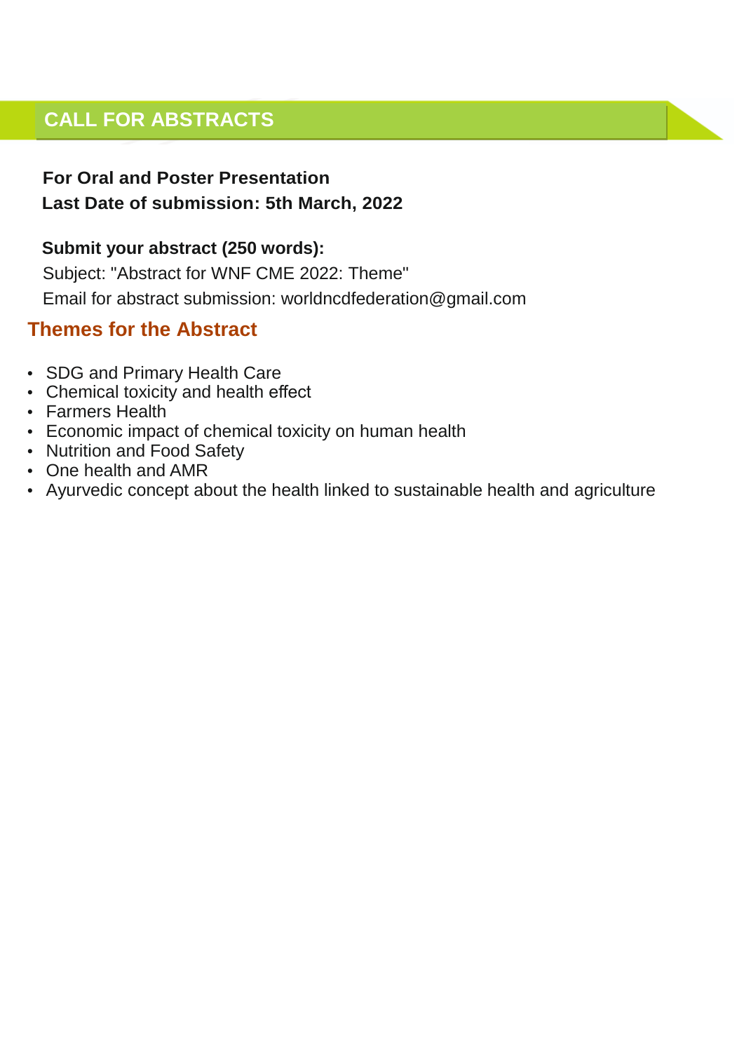## CALL FOR ABSTRACTS

**For Oral and Poster Presentation**

**Last Date of submission: 5th March, 2022**

**Submit your abstract (250 words):**

Subject: "Abstract for WNF CME 2022: Theme"

Email for abstract submission: worldncdfederation@gmail.com

### Themes for the Abstract

- SDG and Primary Health Care
- Chemical toxicity and health effect
- Farmers Health
- Economic impact of chemical toxicity on human health
- Nutrition and Food Safety
- One health and AMR
- Ayurvedic concept about the health linked to sustainable health and agriculture